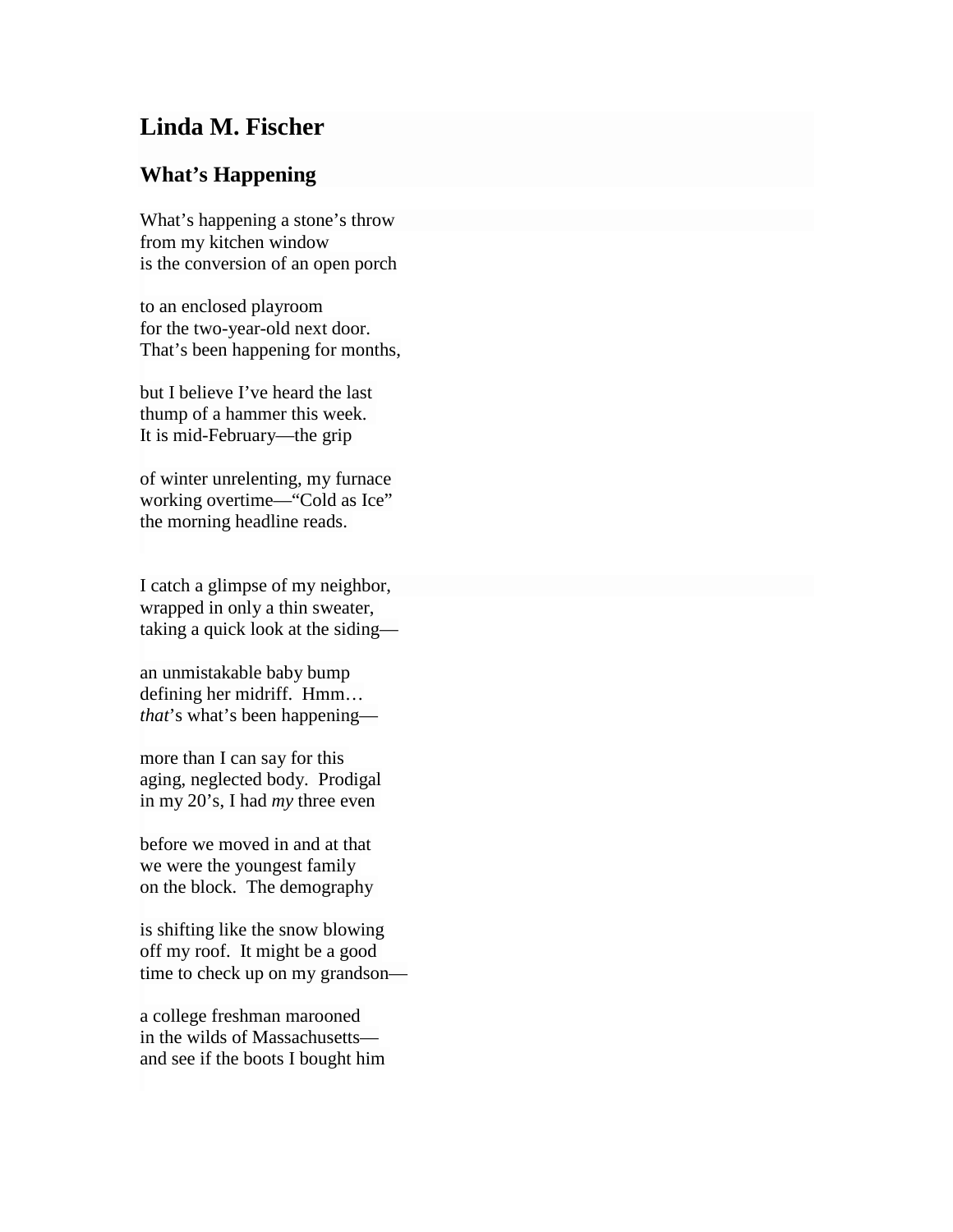## Linda M. Fischer

### What's Happening

What's happening a stone's throw
from my kitchen window
is the conversion of an open porch

to an enclosed playroom
for the two-year-old next door.
That's been happening for months,

but I believe I've heard the last
thump of a hammer this week.
It is mid-February—the grip

of winter unrelenting, my furnace
working overtime—"Cold as Ice"
the morning headline reads.

I catch a glimpse of my neighbor,
wrapped in only a thin sweater,
taking a quick look at the siding—

an unmistakable baby bump
defining her midriff. Hmm…
*that*'s what's been happening—

more than I can say for this
aging, neglected body. Prodigal
in my 20's, I had *my* three even

before we moved in and at that
we were the youngest family
on the block. The demography

is shifting like the snow blowing
off my roof. It might be a good
time to check up on my grandson—

a college freshman marooned
in the wilds of Massachusetts—
and see if the boots I bought him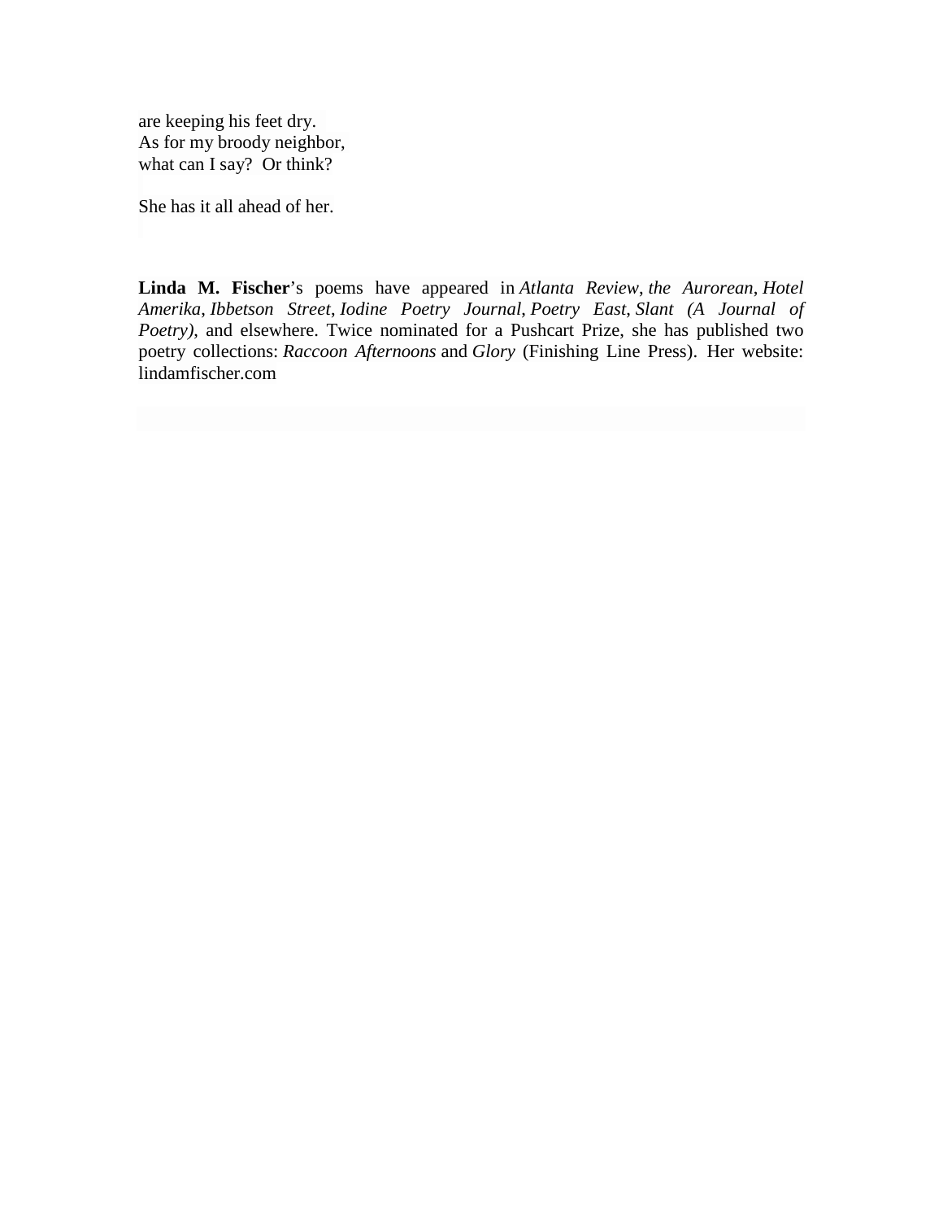are keeping his feet dry.
As for my broody neighbor,
what can I say?  Or think?

She has it all ahead of her.

**Linda M. Fischer**'s poems have appeared in *Atlanta Review*, *the Aurorean*, *Hotel Amerika*, *Ibbetson Street*, *Iodine Poetry Journal*, *Poetry East*, *Slant (A Journal of Poetry)*, and elsewhere. Twice nominated for a Pushcart Prize, she has published two poetry collections: *Raccoon Afternoons* and *Glory* (Finishing Line Press). Her website: lindamfischer.com